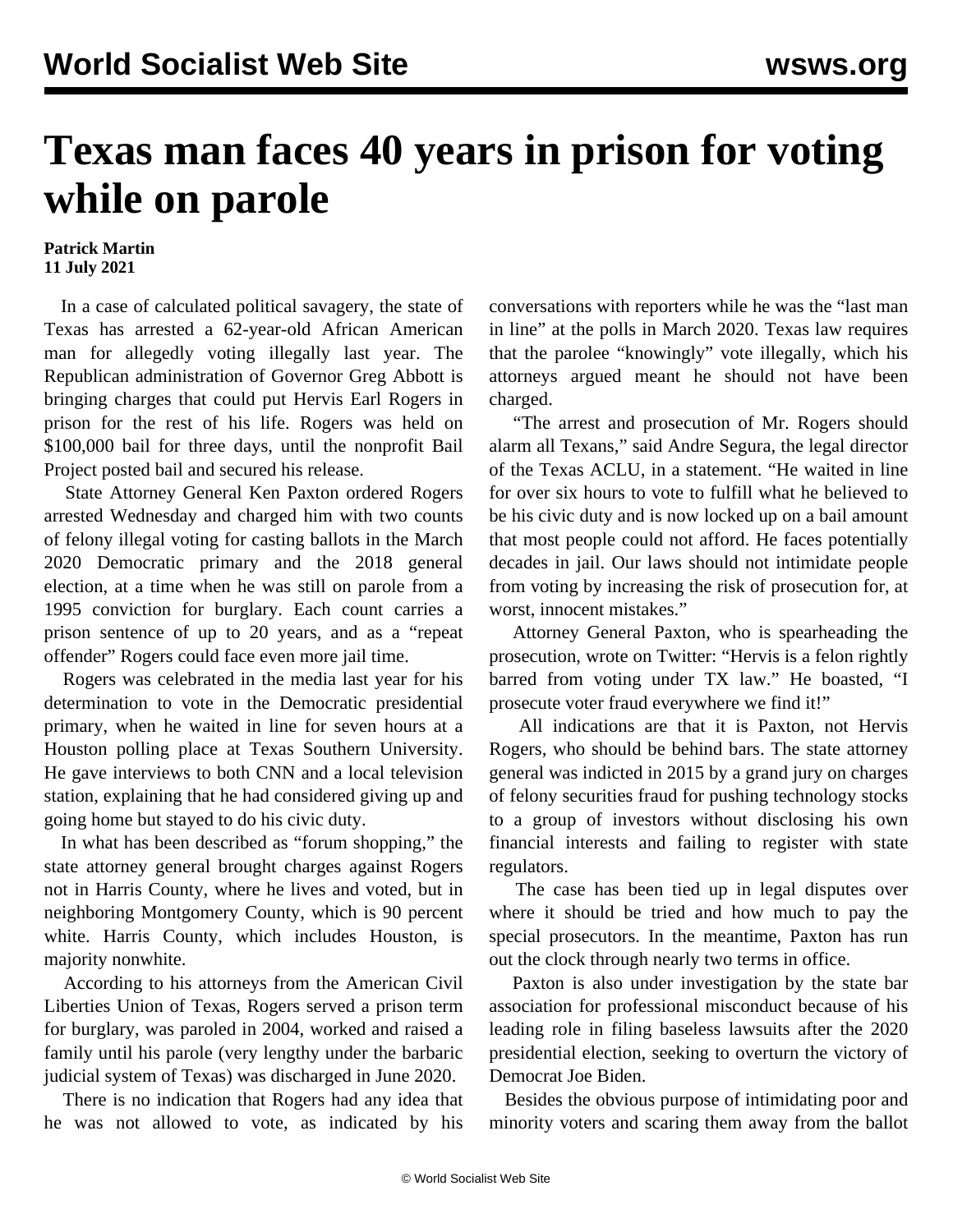# Texas man faces 40 years in prison for voting while on parole

**Patrick Martin**
**11 July 2021**

In a case of calculated political savagery, the state of Texas has arrested a 62-year-old African American man for allegedly voting illegally last year. The Republican administration of Governor Greg Abbott is bringing charges that could put Hervis Earl Rogers in prison for the rest of his life. Rogers was held on $100,000 bail for three days, until the nonprofit Bail Project posted bail and secured his release.

State Attorney General Ken Paxton ordered Rogers arrested Wednesday and charged him with two counts of felony illegal voting for casting ballots in the March 2020 Democratic primary and the 2018 general election, at a time when he was still on parole from a 1995 conviction for burglary. Each count carries a prison sentence of up to 20 years, and as a "repeat offender" Rogers could face even more jail time.

Rogers was celebrated in the media last year for his determination to vote in the Democratic presidential primary, when he waited in line for seven hours at a Houston polling place at Texas Southern University. He gave interviews to both CNN and a local television station, explaining that he had considered giving up and going home but stayed to do his civic duty.

In what has been described as "forum shopping," the state attorney general brought charges against Rogers not in Harris County, where he lives and voted, but in neighboring Montgomery County, which is 90 percent white. Harris County, which includes Houston, is majority nonwhite.

According to his attorneys from the American Civil Liberties Union of Texas, Rogers served a prison term for burglary, was paroled in 2004, worked and raised a family until his parole (very lengthy under the barbaric judicial system of Texas) was discharged in June 2020.

There is no indication that Rogers had any idea that he was not allowed to vote, as indicated by his conversations with reporters while he was the "last man in line" at the polls in March 2020. Texas law requires that the parolee "knowingly" vote illegally, which his attorneys argued meant he should not have been charged.

"The arrest and prosecution of Mr. Rogers should alarm all Texans," said Andre Segura, the legal director of the Texas ACLU, in a statement. "He waited in line for over six hours to vote to fulfill what he believed to be his civic duty and is now locked up on a bail amount that most people could not afford. He faces potentially decades in jail. Our laws should not intimidate people from voting by increasing the risk of prosecution for, at worst, innocent mistakes."

Attorney General Paxton, who is spearheading the prosecution, wrote on Twitter: "Hervis is a felon rightly barred from voting under TX law." He boasted, "I prosecute voter fraud everywhere we find it!"

All indications are that it is Paxton, not Hervis Rogers, who should be behind bars. The state attorney general was indicted in 2015 by a grand jury on charges of felony securities fraud for pushing technology stocks to a group of investors without disclosing his own financial interests and failing to register with state regulators.

The case has been tied up in legal disputes over where it should be tried and how much to pay the special prosecutors. In the meantime, Paxton has run out the clock through nearly two terms in office.

Paxton is also under investigation by the state bar association for professional misconduct because of his leading role in filing baseless lawsuits after the 2020 presidential election, seeking to overturn the victory of Democrat Joe Biden.

Besides the obvious purpose of intimidating poor and minority voters and scaring them away from the ballot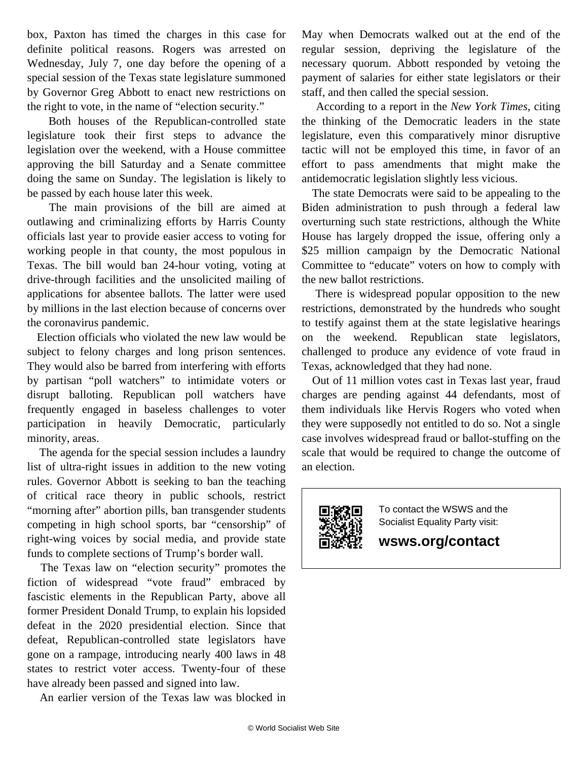box, Paxton has timed the charges in this case for definite political reasons. Rogers was arrested on Wednesday, July 7, one day before the opening of a special session of the Texas state legislature summoned by Governor Greg Abbott to enact new restrictions on the right to vote, in the name of "election security."

Both houses of the Republican-controlled state legislature took their first steps to advance the legislation over the weekend, with a House committee approving the bill Saturday and a Senate committee doing the same on Sunday. The legislation is likely to be passed by each house later this week.

The main provisions of the bill are aimed at outlawing and criminalizing efforts by Harris County officials last year to provide easier access to voting for working people in that county, the most populous in Texas. The bill would ban 24-hour voting, voting at drive-through facilities and the unsolicited mailing of applications for absentee ballots. The latter were used by millions in the last election because of concerns over the coronavirus pandemic.

Election officials who violated the new law would be subject to felony charges and long prison sentences. They would also be barred from interfering with efforts by partisan "poll watchers" to intimidate voters or disrupt balloting. Republican poll watchers have frequently engaged in baseless challenges to voter participation in heavily Democratic, particularly minority, areas.

The agenda for the special session includes a laundry list of ultra-right issues in addition to the new voting rules. Governor Abbott is seeking to ban the teaching of critical race theory in public schools, restrict "morning after" abortion pills, ban transgender students competing in high school sports, bar "censorship" of right-wing voices by social media, and provide state funds to complete sections of Trump's border wall.

The Texas law on "election security" promotes the fiction of widespread "vote fraud" embraced by fascistic elements in the Republican Party, above all former President Donald Trump, to explain his lopsided defeat in the 2020 presidential election. Since that defeat, Republican-controlled state legislators have gone on a rampage, introducing nearly 400 laws in 48 states to restrict voter access. Twenty-four of these have already been passed and signed into law.

An earlier version of the Texas law was blocked in May when Democrats walked out at the end of the regular session, depriving the legislature of the necessary quorum. Abbott responded by vetoing the payment of salaries for either state legislators or their staff, and then called the special session.

According to a report in the *New York Times*, citing the thinking of the Democratic leaders in the state legislature, even this comparatively minor disruptive tactic will not be employed this time, in favor of an effort to pass amendments that might make the antidemocratic legislation slightly less vicious.

The state Democrats were said to be appealing to the Biden administration to push through a federal law overturning such state restrictions, although the White House has largely dropped the issue, offering only a $25 million campaign by the Democratic National Committee to "educate" voters on how to comply with the new ballot restrictions.

There is widespread popular opposition to the new restrictions, demonstrated by the hundreds who sought to testify against them at the state legislative hearings on the weekend. Republican state legislators, challenged to produce any evidence of vote fraud in Texas, acknowledged that they had none.

Out of 11 million votes cast in Texas last year, fraud charges are pending against 44 defendants, most of them individuals like Hervis Rogers who voted when they were supposedly not entitled to do so. Not a single case involves widespread fraud or ballot-stuffing on the scale that would be required to change the outcome of an election.

To contact the WSWS and the Socialist Equality Party visit:

**wsws.org/contact**